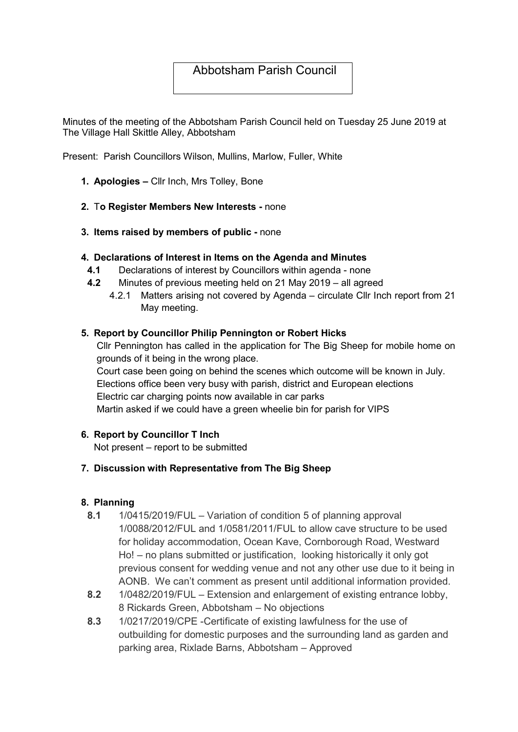# Abbotsham Parish Council

Minutes of the meeting of the Abbotsham Parish Council held on Tuesday 25 June 2019 at The Village Hall Skittle Alley, Abbotsham

Present: Parish Councillors Wilson, Mullins, Marlow, Fuller, White

1. **Apologies –** Cllr Inch, Mrs Tolley, Bone

2. T**o Register Members New Interests -** none

3. **Items raised by members of public -** none

4. **Declarations of Interest in Items on the Agenda and Minutes**
   - **4.1** Declarations of interest by Councillors within agenda - none
   - **4.2** Minutes of previous meeting held on 21 May 2019 – all agreed
     - 4.2.1 Matters arising not covered by Agenda – circulate Cllr Inch report from 21 May meeting.

5. **Report by Councillor Philip Pennington or Robert Hicks**

   Cllr Pennington has called in the application for The Big Sheep for mobile home on grounds of it being in the wrong place.
   Court case been going on behind the scenes which outcome will be known in July.
   Elections office been very busy with parish, district and European elections
   Electric car charging points now available in car parks
   Martin asked if we could have a green wheelie bin for parish for VIPS

6. **Report by Councillor T Inch**

   Not present – report to be submitted

7. **Discussion with Representative from The Big Sheep**

8. **Planning**
   - **8.1** 1/0415/2019/FUL – Variation of condition 5 of planning approval 1/0088/2012/FUL and 1/0581/2011/FUL to allow cave structure to be used for holiday accommodation, Ocean Kave, Cornborough Road, Westward Ho! – no plans submitted or justification, looking historically it only got previous consent for wedding venue and not any other use due to it being in AONB. We can't comment as present until additional information provided.
   - **8.2** 1/0482/2019/FUL – Extension and enlargement of existing entrance lobby, 8 Rickards Green, Abbotsham – No objections
   - **8.3** 1/0217/2019/CPE -Certificate of existing lawfulness for the use of outbuilding for domestic purposes and the surrounding land as garden and parking area, Rixlade Barns, Abbotsham – Approved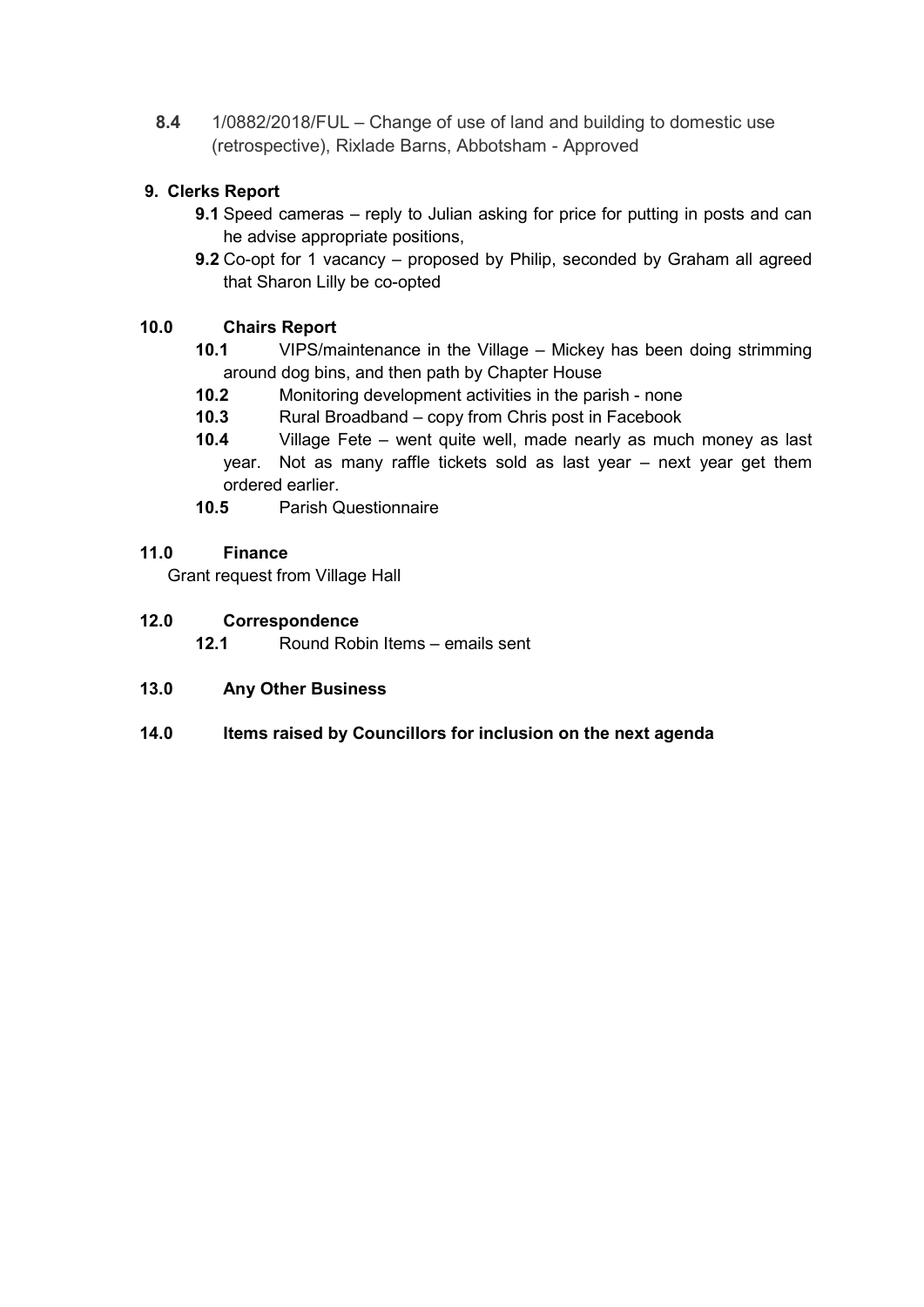**8.4** 1/0882/2018/FUL – Change of use of land and building to domestic use (retrospective), Rixlade Barns, Abbotsham - Approved

## 9. Clerks Report

**9.1** Speed cameras – reply to Julian asking for price for putting in posts and can he advise appropriate positions,

**9.2** Co-opt for 1 vacancy – proposed by Philip, seconded by Graham all agreed that Sharon Lilly be co-opted

## 10.0 Chairs Report

**10.1** VIPS/maintenance in the Village – Mickey has been doing strimming around dog bins, and then path by Chapter House

**10.2** Monitoring development activities in the parish - none

**10.3** Rural Broadband – copy from Chris post in Facebook

**10.4** Village Fete – went quite well, made nearly as much money as last year. Not as many raffle tickets sold as last year – next year get them ordered earlier.

**10.5** Parish Questionnaire

## 11.0 Finance

Grant request from Village Hall

## 12.0 Correspondence

**12.1** Round Robin Items – emails sent

## 13.0 Any Other Business

## 14.0 Items raised by Councillors for inclusion on the next agenda